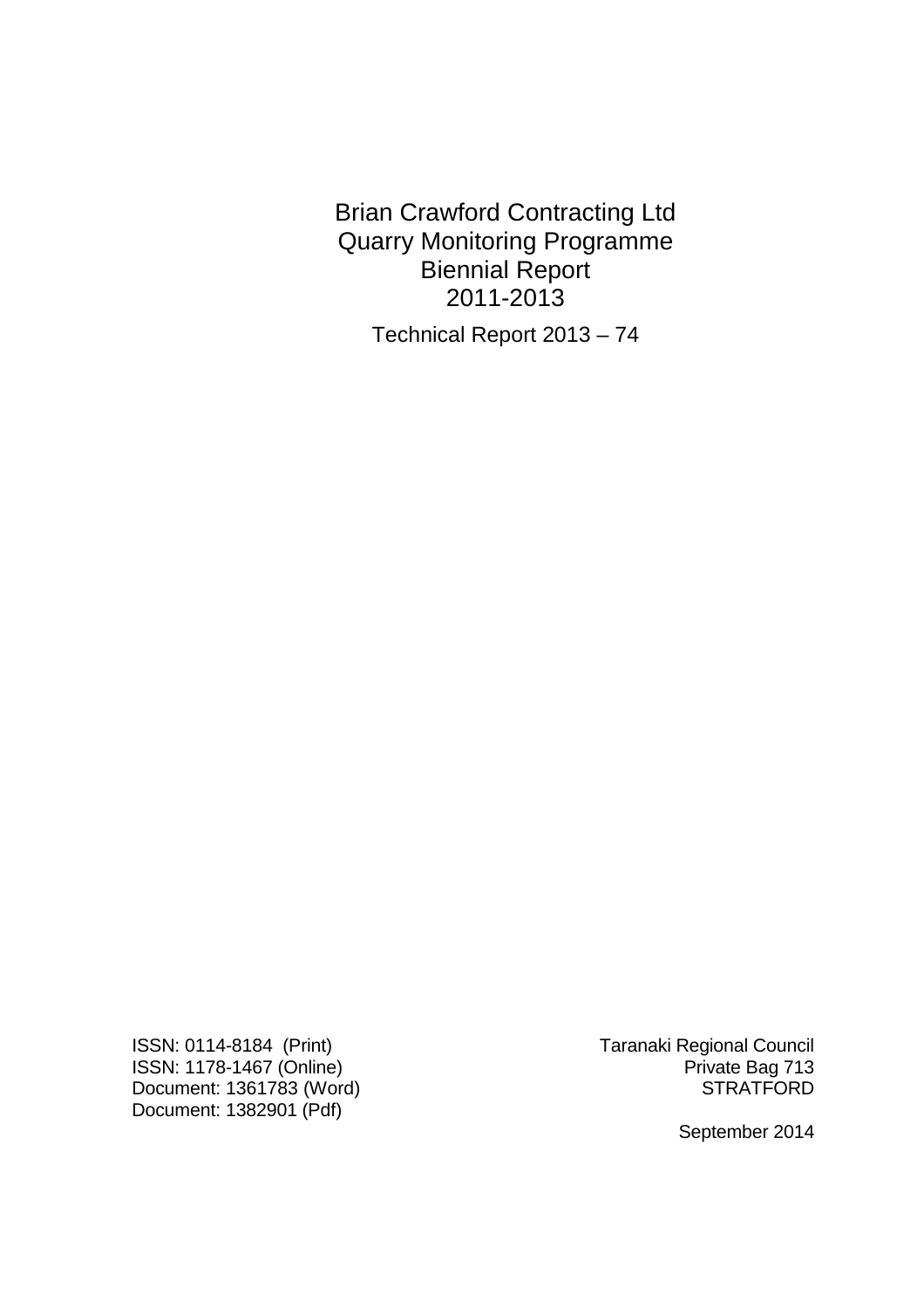# Brian Crawford Contracting Ltd
# Quarry Monitoring Programme
# Biennial Report
# 2011-2013

Technical Report 2013 – 74

ISSN: 0114-8184 (Print)
ISSN: 1178-1467 (Online)
Document: 1361783 (Word)
Document: 1382901 (Pdf)

Taranaki Regional Council
Private Bag 713
STRATFORD

September 2014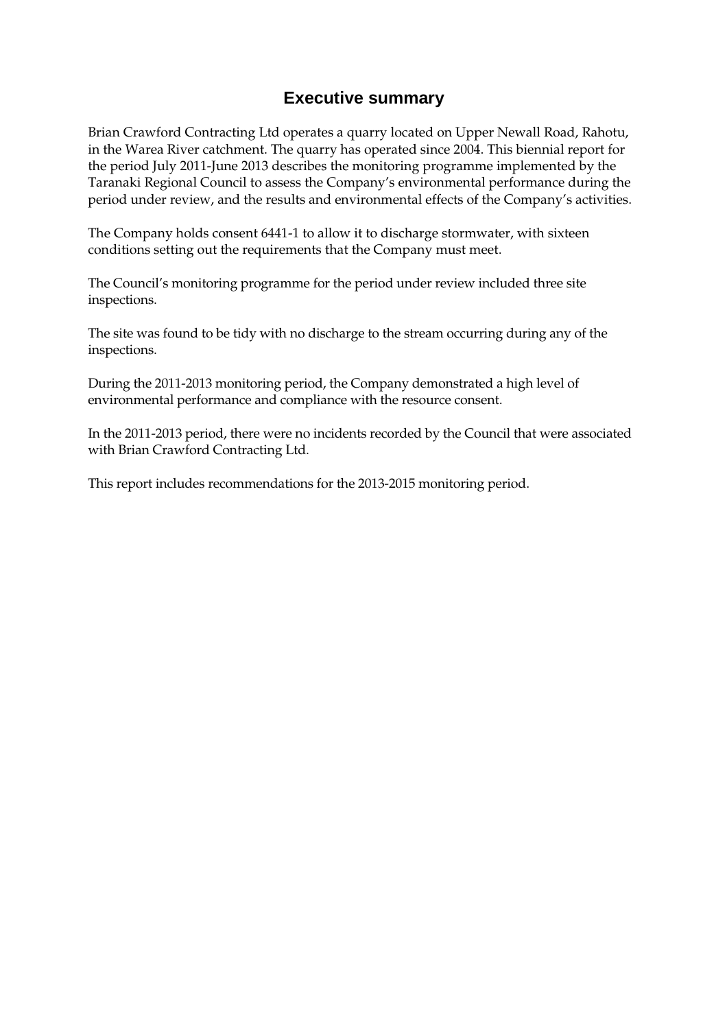# Executive summary

Brian Crawford Contracting Ltd operates a quarry located on Upper Newall Road, Rahotu, in the Warea River catchment. The quarry has operated since 2004. This biennial report for the period July 2011-June 2013 describes the monitoring programme implemented by the Taranaki Regional Council to assess the Company's environmental performance during the period under review, and the results and environmental effects of the Company's activities.

The Company holds consent 6441-1 to allow it to discharge stormwater, with sixteen conditions setting out the requirements that the Company must meet.

The Council's monitoring programme for the period under review included three site inspections.

The site was found to be tidy with no discharge to the stream occurring during any of the inspections.

During the 2011-2013 monitoring period, the Company demonstrated a high level of environmental performance and compliance with the resource consent.

In the 2011-2013 period, there were no incidents recorded by the Council that were associated with Brian Crawford Contracting Ltd.

This report includes recommendations for the 2013-2015 monitoring period.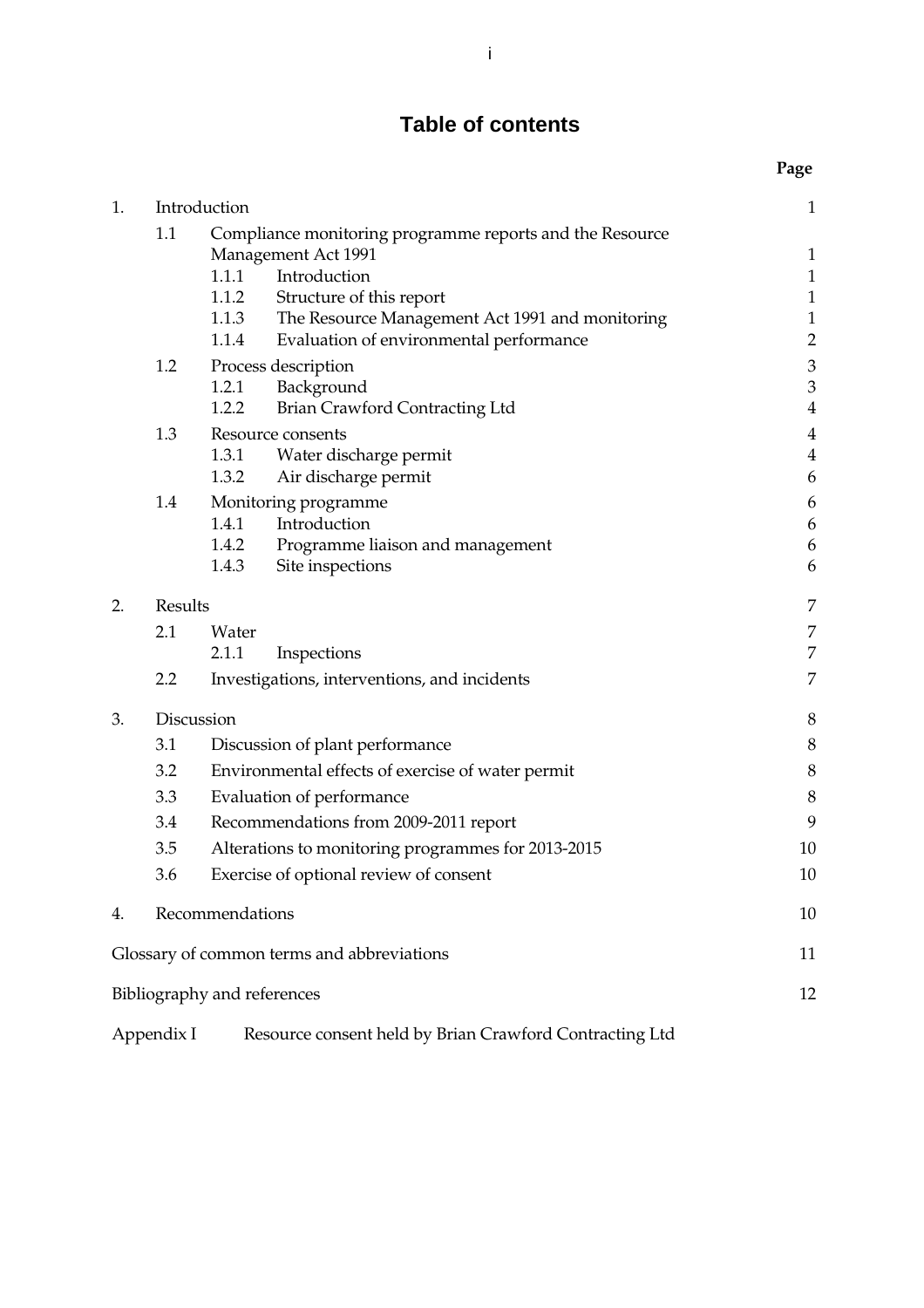# Table of contents

| | | | Page |
|---|---|---|---|
| 1. | Introduction | | 1 |
| | 1.1 | Compliance monitoring programme reports and the Resource Management Act 1991 | 1 |
| | | 1.1.1 Introduction | 1 |
| | | 1.1.2 Structure of this report | 1 |
| | | 1.1.3 The Resource Management Act 1991 and monitoring | 1 |
| | | 1.1.4 Evaluation of environmental performance | 2 |
| | 1.2 | Process description | 3 |
| | | 1.2.1 Background | 3 |
| | | 1.2.2 Brian Crawford Contracting Ltd | 4 |
| | 1.3 | Resource consents | 4 |
| | | 1.3.1 Water discharge permit | 4 |
| | | 1.3.2 Air discharge permit | 6 |
| | 1.4 | Monitoring programme | 6 |
| | | 1.4.1 Introduction | 6 |
| | | 1.4.2 Programme liaison and management | 6 |
| | | 1.4.3 Site inspections | 6 |
| 2. | Results | | 7 |
| | 2.1 | Water | 7 |
| | | 2.1.1 Inspections | 7 |
| | 2.2 | Investigations, interventions, and incidents | 7 |
| 3. | Discussion | | 8 |
| | 3.1 | Discussion of plant performance | 8 |
| | 3.2 | Environmental effects of exercise of water permit | 8 |
| | 3.3 | Evaluation of performance | 8 |
| | 3.4 | Recommendations from 2009-2011 report | 9 |
| | 3.5 | Alterations to monitoring programmes for 2013-2015 | 10 |
| | 3.6 | Exercise of optional review of consent | 10 |
| 4. | Recommendations | | 10 |
| Glossary of common terms and abbreviations | | | 11 |
| Bibliography and references | | | 12 |
| Appendix I | Resource consent held by Brian Crawford Contracting Ltd | | |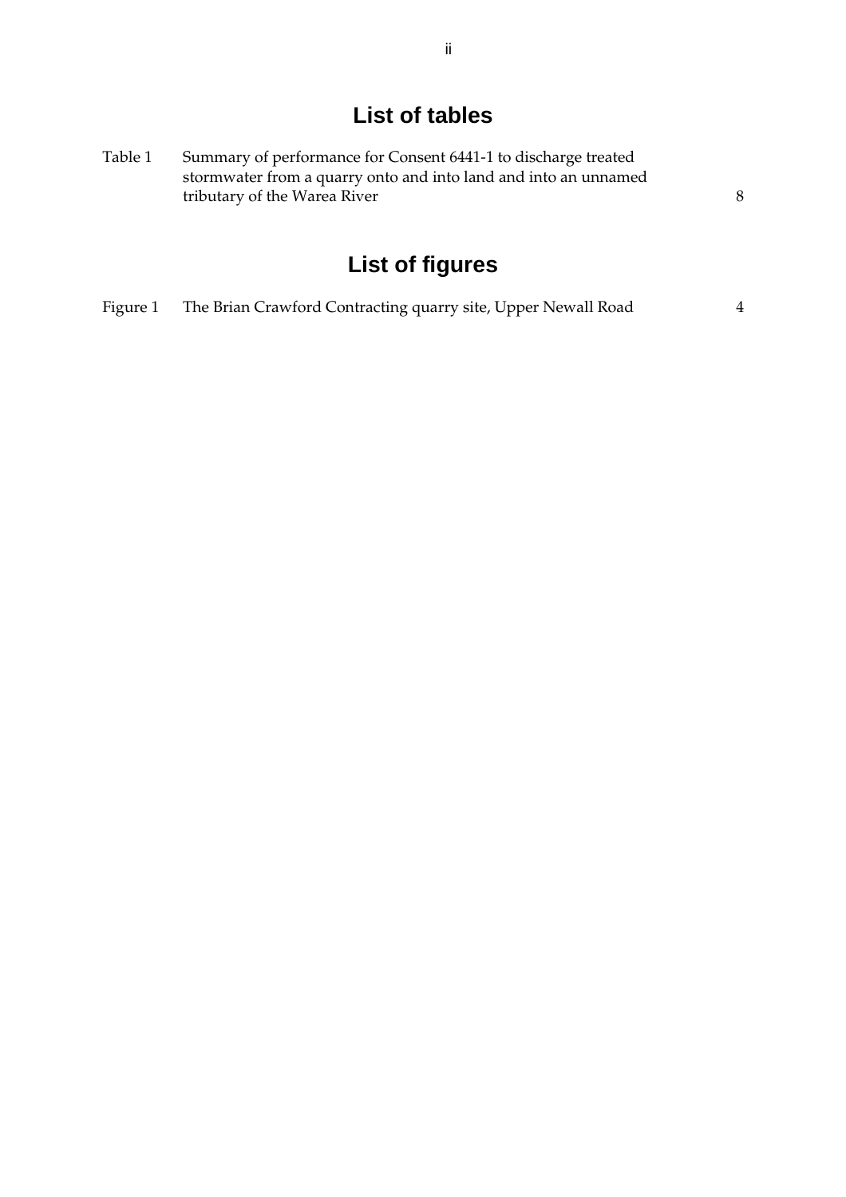# List of tables

Table 1 Summary of performance for Consent 6441-1 to discharge treated stormwater from a quarry onto and into land and into an unnamed tributary of the Warea River 8

# List of figures

Figure 1 The Brian Crawford Contracting quarry site, Upper Newall Road 4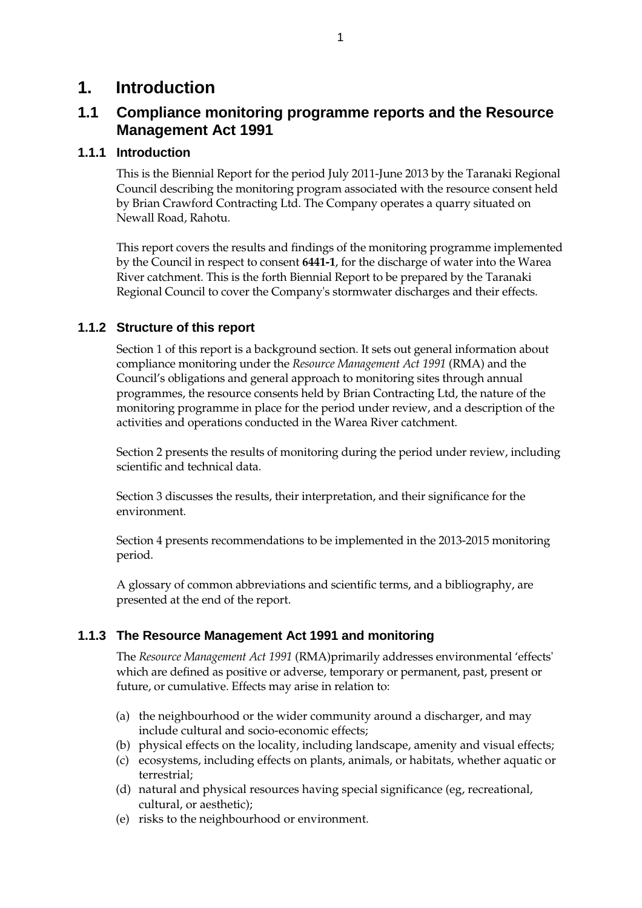# 1. Introduction

## 1.1 Compliance monitoring programme reports and the Resource Management Act 1991

### 1.1.1 Introduction

This is the Biennial Report for the period July 2011-June 2013 by the Taranaki Regional Council describing the monitoring program associated with the resource consent held by Brian Crawford Contracting Ltd. The Company operates a quarry situated on Newall Road, Rahotu.

This report covers the results and findings of the monitoring programme implemented by the Council in respect to consent **6441-1**, for the discharge of water into the Warea River catchment. This is the forth Biennial Report to be prepared by the Taranaki Regional Council to cover the Company's stormwater discharges and their effects.

### 1.1.2 Structure of this report

Section 1 of this report is a background section. It sets out general information about compliance monitoring under the *Resource Management Act 1991* (RMA) and the Council's obligations and general approach to monitoring sites through annual programmes, the resource consents held by Brian Contracting Ltd, the nature of the monitoring programme in place for the period under review, and a description of the activities and operations conducted in the Warea River catchment.

Section 2 presents the results of monitoring during the period under review, including scientific and technical data.

Section 3 discusses the results, their interpretation, and their significance for the environment.

Section 4 presents recommendations to be implemented in the 2013-2015 monitoring period.

A glossary of common abbreviations and scientific terms, and a bibliography, are presented at the end of the report.

### 1.1.3 The Resource Management Act 1991 and monitoring

The *Resource Management Act 1991* (RMA)primarily addresses environmental 'effects' which are defined as positive or adverse, temporary or permanent, past, present or future, or cumulative. Effects may arise in relation to:

(a) the neighbourhood or the wider community around a discharger, and may include cultural and socio-economic effects;
(b) physical effects on the locality, including landscape, amenity and visual effects;
(c) ecosystems, including effects on plants, animals, or habitats, whether aquatic or terrestrial;
(d) natural and physical resources having special significance (eg, recreational, cultural, or aesthetic);
(e) risks to the neighbourhood or environment.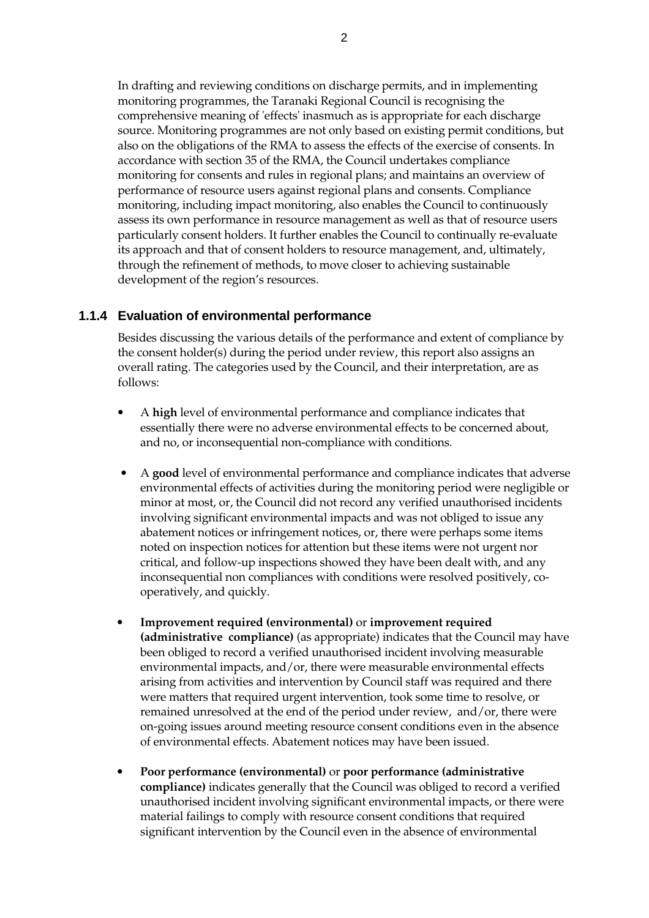In drafting and reviewing conditions on discharge permits, and in implementing monitoring programmes, the Taranaki Regional Council is recognising the comprehensive meaning of 'effects' inasmuch as is appropriate for each discharge source. Monitoring programmes are not only based on existing permit conditions, but also on the obligations of the RMA to assess the effects of the exercise of consents. In accordance with section 35 of the RMA, the Council undertakes compliance monitoring for consents and rules in regional plans; and maintains an overview of performance of resource users against regional plans and consents. Compliance monitoring, including impact monitoring, also enables the Council to continuously assess its own performance in resource management as well as that of resource users particularly consent holders. It further enables the Council to continually re-evaluate its approach and that of consent holders to resource management, and, ultimately, through the refinement of methods, to move closer to achieving sustainable development of the region's resources.

### 1.1.4 Evaluation of environmental performance

Besides discussing the various details of the performance and extent of compliance by the consent holder(s) during the period under review, this report also assigns an overall rating. The categories used by the Council, and their interpretation, are as follows:

- A **high** level of environmental performance and compliance indicates that essentially there were no adverse environmental effects to be concerned about, and no, or inconsequential non-compliance with conditions.
- A **good** level of environmental performance and compliance indicates that adverse environmental effects of activities during the monitoring period were negligible or minor at most, or, the Council did not record any verified unauthorised incidents involving significant environmental impacts and was not obliged to issue any abatement notices or infringement notices, or, there were perhaps some items noted on inspection notices for attention but these items were not urgent nor critical, and follow-up inspections showed they have been dealt with, and any inconsequential non compliances with conditions were resolved positively, co-operatively, and quickly.
- **Improvement required (environmental)** or **improvement required (administrative compliance)** (as appropriate) indicates that the Council may have been obliged to record a verified unauthorised incident involving measurable environmental impacts, and/or, there were measurable environmental effects arising from activities and intervention by Council staff was required and there were matters that required urgent intervention, took some time to resolve, or remained unresolved at the end of the period under review, and/or, there were on-going issues around meeting resource consent conditions even in the absence of environmental effects. Abatement notices may have been issued.
- **Poor performance (environmental)** or **poor performance (administrative compliance)** indicates generally that the Council was obliged to record a verified unauthorised incident involving significant environmental impacts, or there were material failings to comply with resource consent conditions that required significant intervention by the Council even in the absence of environmental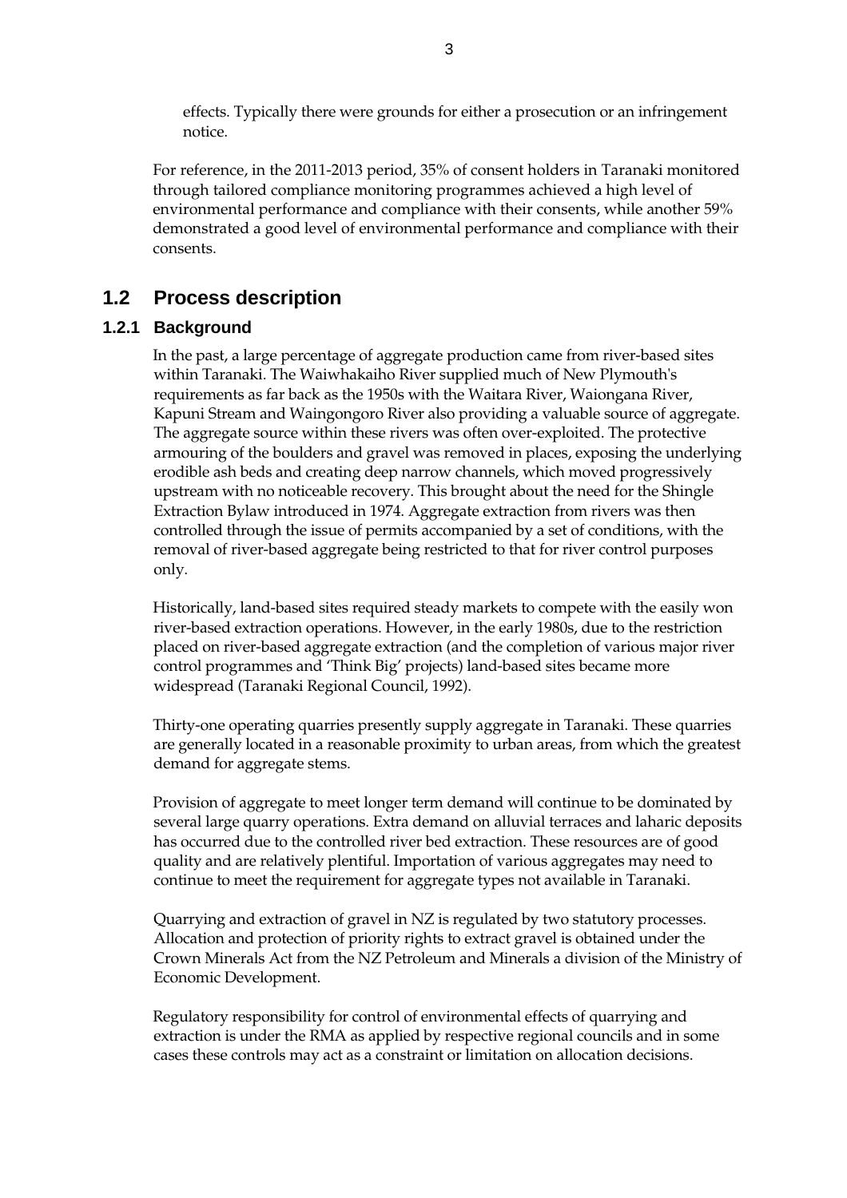effects. Typically there were grounds for either a prosecution or an infringement notice.

For reference, in the 2011-2013 period, 35% of consent holders in Taranaki monitored through tailored compliance monitoring programmes achieved a high level of environmental performance and compliance with their consents, while another 59% demonstrated a good level of environmental performance and compliance with their consents.

## 1.2 Process description

### 1.2.1 Background

In the past, a large percentage of aggregate production came from river-based sites within Taranaki. The Waiwhakaiho River supplied much of New Plymouth's requirements as far back as the 1950s with the Waitara River, Waiongana River, Kapuni Stream and Waingongoro River also providing a valuable source of aggregate. The aggregate source within these rivers was often over-exploited. The protective armouring of the boulders and gravel was removed in places, exposing the underlying erodible ash beds and creating deep narrow channels, which moved progressively upstream with no noticeable recovery. This brought about the need for the Shingle Extraction Bylaw introduced in 1974. Aggregate extraction from rivers was then controlled through the issue of permits accompanied by a set of conditions, with the removal of river-based aggregate being restricted to that for river control purposes only.

Historically, land-based sites required steady markets to compete with the easily won river-based extraction operations. However, in the early 1980s, due to the restriction placed on river-based aggregate extraction (and the completion of various major river control programmes and 'Think Big' projects) land-based sites became more widespread (Taranaki Regional Council, 1992).

Thirty-one operating quarries presently supply aggregate in Taranaki. These quarries are generally located in a reasonable proximity to urban areas, from which the greatest demand for aggregate stems.

Provision of aggregate to meet longer term demand will continue to be dominated by several large quarry operations. Extra demand on alluvial terraces and laharic deposits has occurred due to the controlled river bed extraction. These resources are of good quality and are relatively plentiful. Importation of various aggregates may need to continue to meet the requirement for aggregate types not available in Taranaki.

Quarrying and extraction of gravel in NZ is regulated by two statutory processes. Allocation and protection of priority rights to extract gravel is obtained under the Crown Minerals Act from the NZ Petroleum and Minerals a division of the Ministry of Economic Development.

Regulatory responsibility for control of environmental effects of quarrying and extraction is under the RMA as applied by respective regional councils and in some cases these controls may act as a constraint or limitation on allocation decisions.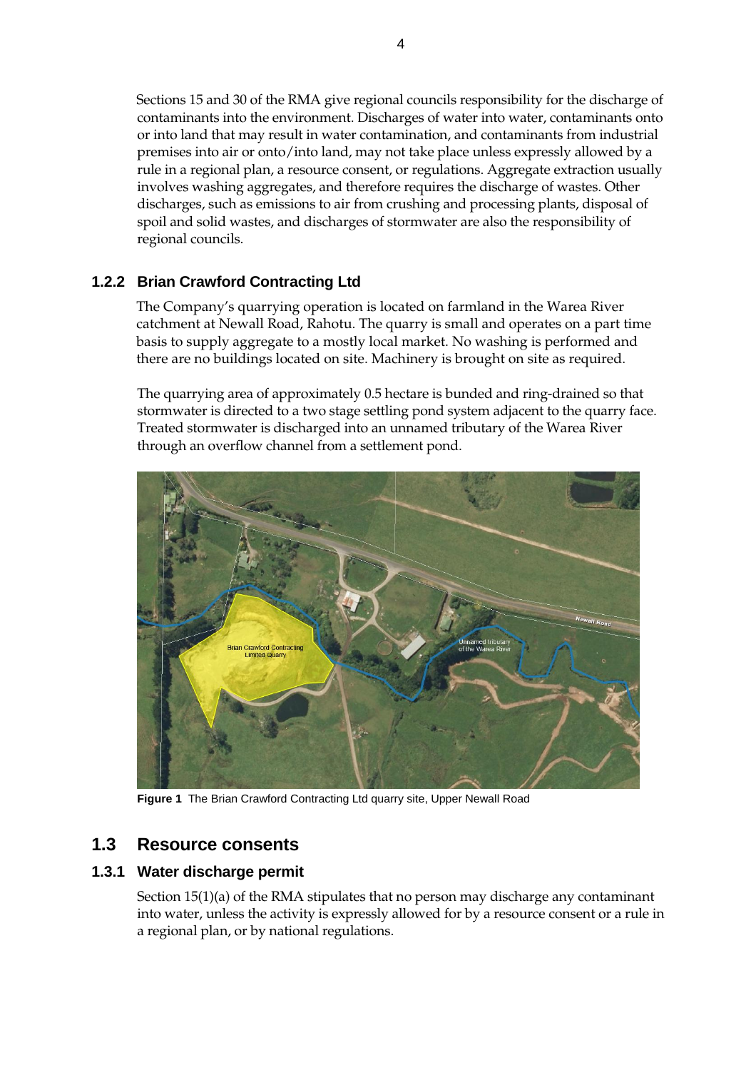Sections 15 and 30 of the RMA give regional councils responsibility for the discharge of contaminants into the environment. Discharges of water into water, contaminants onto or into land that may result in water contamination, and contaminants from industrial premises into air or onto/into land, may not take place unless expressly allowed by a rule in a regional plan, a resource consent, or regulations. Aggregate extraction usually involves washing aggregates, and therefore requires the discharge of wastes. Other discharges, such as emissions to air from crushing and processing plants, disposal of spoil and solid wastes, and discharges of stormwater are also the responsibility of regional councils.

### 1.2.2 Brian Crawford Contracting Ltd

The Company's quarrying operation is located on farmland in the Warea River catchment at Newall Road, Rahotu. The quarry is small and operates on a part time basis to supply aggregate to a mostly local market. No washing is performed and there are no buildings located on site. Machinery is brought on site as required.

The quarrying area of approximately 0.5 hectare is bunded and ring-drained so that stormwater is directed to a two stage settling pond system adjacent to the quarry face. Treated stormwater is discharged into an unnamed tributary of the Warea River through an overflow channel from a settlement pond.

**Figure 1** The Brian Crawford Contracting Ltd quarry site, Upper Newall Road

## 1.3 Resource consents

### 1.3.1 Water discharge permit

Section 15(1)(a) of the RMA stipulates that no person may discharge any contaminant into water, unless the activity is expressly allowed for by a resource consent or a rule in a regional plan, or by national regulations.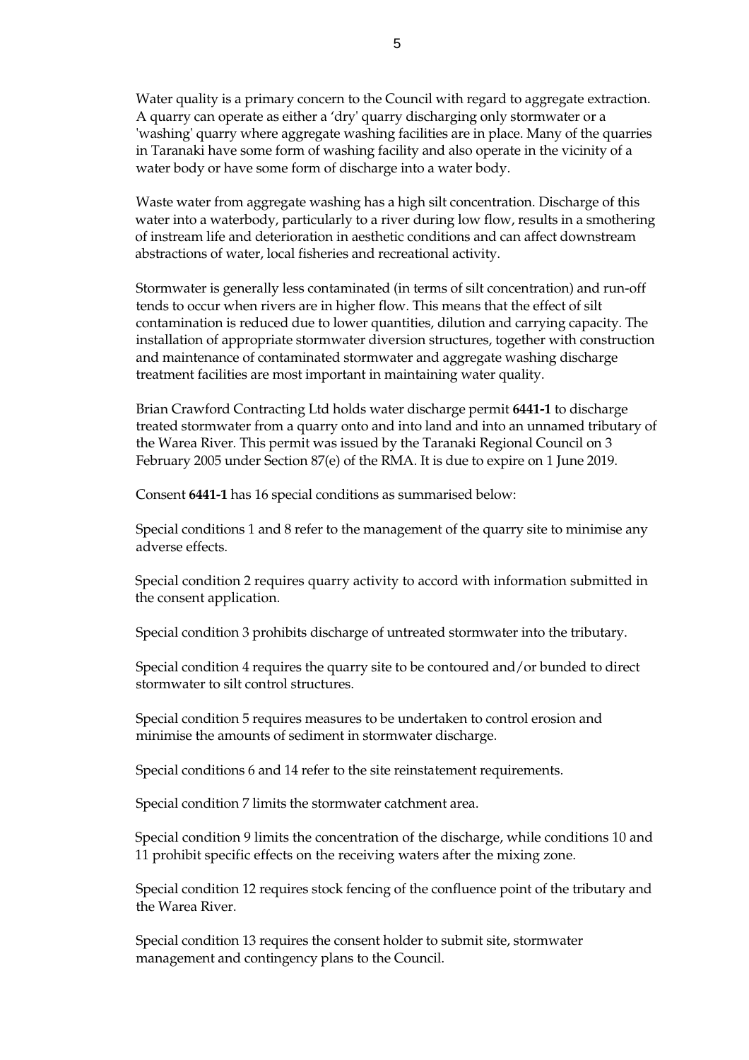Water quality is a primary concern to the Council with regard to aggregate extraction. A quarry can operate as either a 'dry' quarry discharging only stormwater or a 'washing' quarry where aggregate washing facilities are in place. Many of the quarries in Taranaki have some form of washing facility and also operate in the vicinity of a water body or have some form of discharge into a water body.

Waste water from aggregate washing has a high silt concentration. Discharge of this water into a waterbody, particularly to a river during low flow, results in a smothering of instream life and deterioration in aesthetic conditions and can affect downstream abstractions of water, local fisheries and recreational activity.

Stormwater is generally less contaminated (in terms of silt concentration) and run-off tends to occur when rivers are in higher flow. This means that the effect of silt contamination is reduced due to lower quantities, dilution and carrying capacity. The installation of appropriate stormwater diversion structures, together with construction and maintenance of contaminated stormwater and aggregate washing discharge treatment facilities are most important in maintaining water quality.

Brian Crawford Contracting Ltd holds water discharge permit **6441-1** to discharge treated stormwater from a quarry onto and into land and into an unnamed tributary of the Warea River. This permit was issued by the Taranaki Regional Council on 3 February 2005 under Section 87(e) of the RMA. It is due to expire on 1 June 2019.

Consent **6441-1** has 16 special conditions as summarised below:

Special conditions 1 and 8 refer to the management of the quarry site to minimise any adverse effects.

Special condition 2 requires quarry activity to accord with information submitted in the consent application.

Special condition 3 prohibits discharge of untreated stormwater into the tributary.

Special condition 4 requires the quarry site to be contoured and/or bunded to direct stormwater to silt control structures.

Special condition 5 requires measures to be undertaken to control erosion and minimise the amounts of sediment in stormwater discharge.

Special conditions 6 and 14 refer to the site reinstatement requirements.

Special condition 7 limits the stormwater catchment area.

Special condition 9 limits the concentration of the discharge, while conditions 10 and 11 prohibit specific effects on the receiving waters after the mixing zone.

Special condition 12 requires stock fencing of the confluence point of the tributary and the Warea River.

Special condition 13 requires the consent holder to submit site, stormwater management and contingency plans to the Council.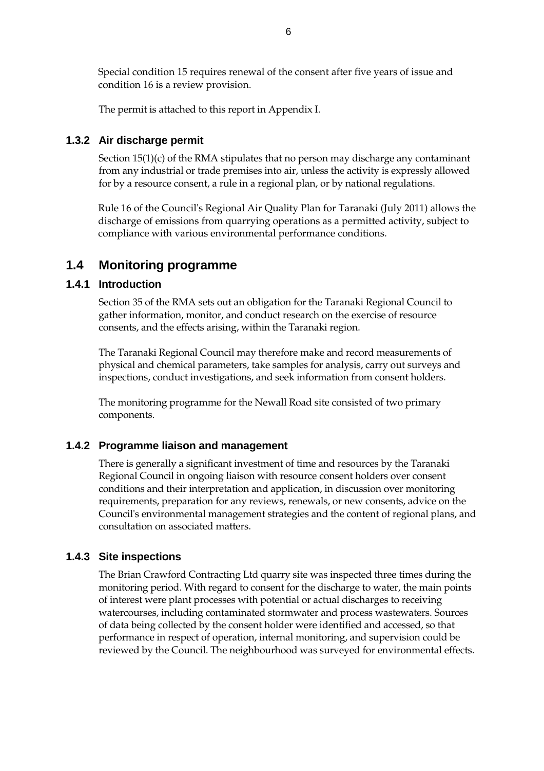Special condition 15 requires renewal of the consent after five years of issue and condition 16 is a review provision.

The permit is attached to this report in Appendix I.

### 1.3.2 Air discharge permit

Section 15(1)(c) of the RMA stipulates that no person may discharge any contaminant from any industrial or trade premises into air, unless the activity is expressly allowed for by a resource consent, a rule in a regional plan, or by national regulations.

Rule 16 of the Council's Regional Air Quality Plan for Taranaki (July 2011) allows the discharge of emissions from quarrying operations as a permitted activity, subject to compliance with various environmental performance conditions.

## 1.4 Monitoring programme

### 1.4.1 Introduction

Section 35 of the RMA sets out an obligation for the Taranaki Regional Council to gather information, monitor, and conduct research on the exercise of resource consents, and the effects arising, within the Taranaki region.

The Taranaki Regional Council may therefore make and record measurements of physical and chemical parameters, take samples for analysis, carry out surveys and inspections, conduct investigations, and seek information from consent holders.

The monitoring programme for the Newall Road site consisted of two primary components.

### 1.4.2 Programme liaison and management

There is generally a significant investment of time and resources by the Taranaki Regional Council in ongoing liaison with resource consent holders over consent conditions and their interpretation and application, in discussion over monitoring requirements, preparation for any reviews, renewals, or new consents, advice on the Council's environmental management strategies and the content of regional plans, and consultation on associated matters.

### 1.4.3 Site inspections

The Brian Crawford Contracting Ltd quarry site was inspected three times during the monitoring period. With regard to consent for the discharge to water, the main points of interest were plant processes with potential or actual discharges to receiving watercourses, including contaminated stormwater and process wastewaters. Sources of data being collected by the consent holder were identified and accessed, so that performance in respect of operation, internal monitoring, and supervision could be reviewed by the Council. The neighbourhood was surveyed for environmental effects.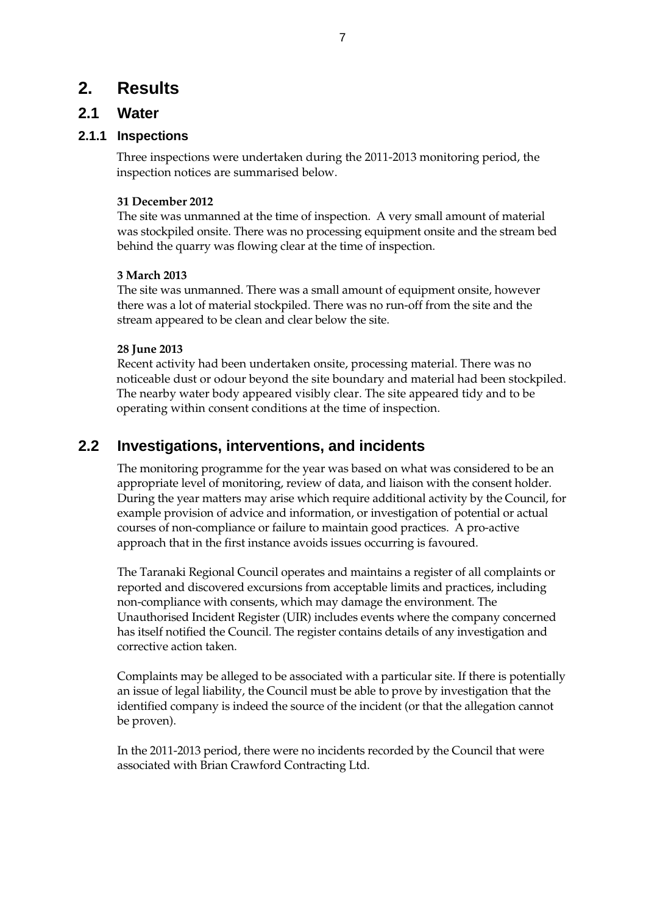# 2. Results

## 2.1 Water

### 2.1.1 Inspections

Three inspections were undertaken during the 2011-2013 monitoring period, the inspection notices are summarised below.

**31 December 2012**

The site was unmanned at the time of inspection. A very small amount of material was stockpiled onsite. There was no processing equipment onsite and the stream bed behind the quarry was flowing clear at the time of inspection.

**3 March 2013**

The site was unmanned. There was a small amount of equipment onsite, however there was a lot of material stockpiled. There was no run-off from the site and the stream appeared to be clean and clear below the site.

**28 June 2013**

Recent activity had been undertaken onsite, processing material. There was no noticeable dust or odour beyond the site boundary and material had been stockpiled. The nearby water body appeared visibly clear. The site appeared tidy and to be operating within consent conditions at the time of inspection.

## 2.2 Investigations, interventions, and incidents

The monitoring programme for the year was based on what was considered to be an appropriate level of monitoring, review of data, and liaison with the consent holder. During the year matters may arise which require additional activity by the Council, for example provision of advice and information, or investigation of potential or actual courses of non-compliance or failure to maintain good practices. A pro-active approach that in the first instance avoids issues occurring is favoured.

The Taranaki Regional Council operates and maintains a register of all complaints or reported and discovered excursions from acceptable limits and practices, including non-compliance with consents, which may damage the environment. The Unauthorised Incident Register (UIR) includes events where the company concerned has itself notified the Council. The register contains details of any investigation and corrective action taken.

Complaints may be alleged to be associated with a particular site. If there is potentially an issue of legal liability, the Council must be able to prove by investigation that the identified company is indeed the source of the incident (or that the allegation cannot be proven).

In the 2011-2013 period, there were no incidents recorded by the Council that were associated with Brian Crawford Contracting Ltd.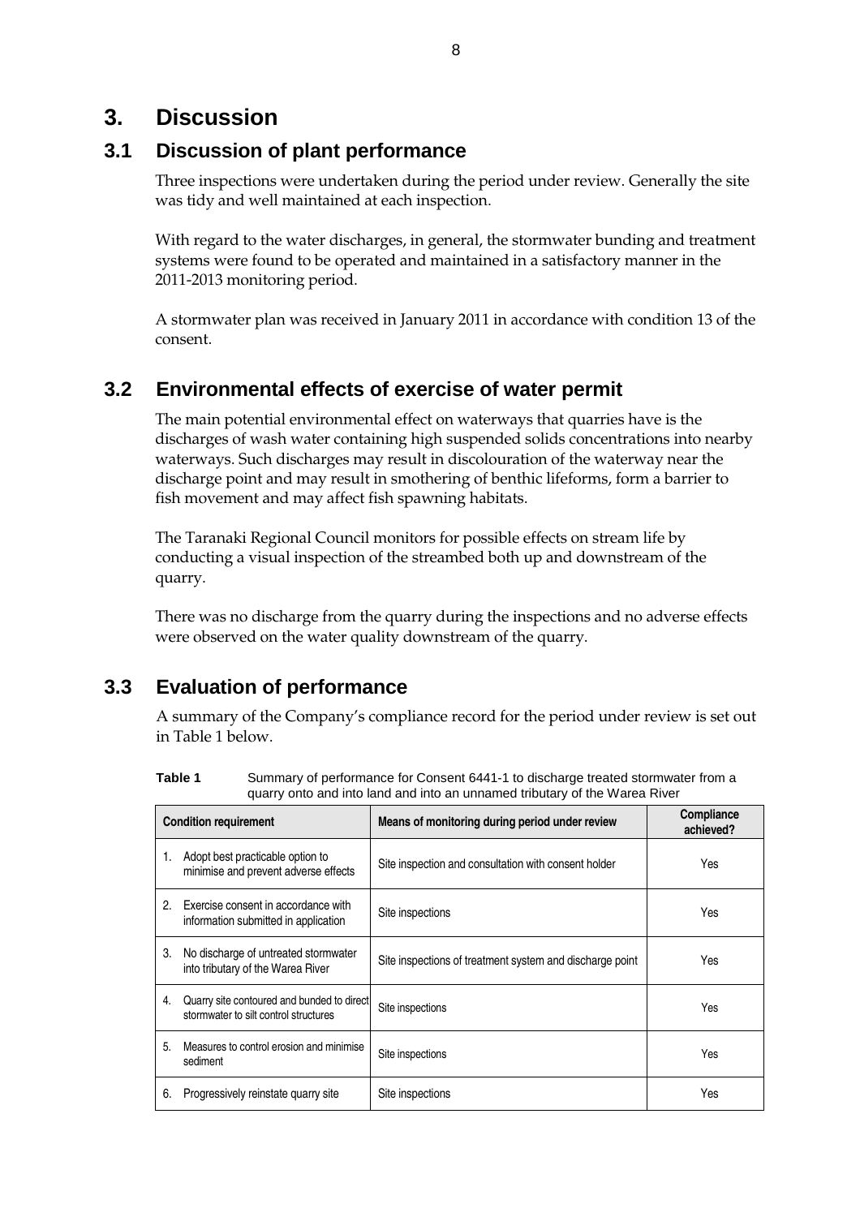# 3. Discussion

## 3.1 Discussion of plant performance

Three inspections were undertaken during the period under review. Generally the site was tidy and well maintained at each inspection.

With regard to the water discharges, in general, the stormwater bunding and treatment systems were found to be operated and maintained in a satisfactory manner in the 2011-2013 monitoring period.

A stormwater plan was received in January 2011 in accordance with condition 13 of the consent.

## 3.2 Environmental effects of exercise of water permit

The main potential environmental effect on waterways that quarries have is the discharges of wash water containing high suspended solids concentrations into nearby waterways. Such discharges may result in discolouration of the waterway near the discharge point and may result in smothering of benthic lifeforms, form a barrier to fish movement and may affect fish spawning habitats.

The Taranaki Regional Council monitors for possible effects on stream life by conducting a visual inspection of the streambed both up and downstream of the quarry.

There was no discharge from the quarry during the inspections and no adverse effects were observed on the water quality downstream of the quarry.

## 3.3 Evaluation of performance

A summary of the Company's compliance record for the period under review is set out in Table 1 below.

**Table 1** Summary of performance for Consent 6441-1 to discharge treated stormwater from a quarry onto and into land and into an unnamed tributary of the Warea River

| Condition requirement | Means of monitoring during period under review | Compliance achieved? |
|---|---|---|
| 1. Adopt best practicable option to minimise and prevent adverse effects | Site inspection and consultation with consent holder | Yes |
| 2. Exercise consent in accordance with information submitted in application | Site inspections | Yes |
| 3. No discharge of untreated stormwater into tributary of the Warea River | Site inspections of treatment system and discharge point | Yes |
| 4. Quarry site contoured and bunded to direct stormwater to silt control structures | Site inspections | Yes |
| 5. Measures to control erosion and minimise sediment | Site inspections | Yes |
| 6. Progressively reinstate quarry site | Site inspections | Yes |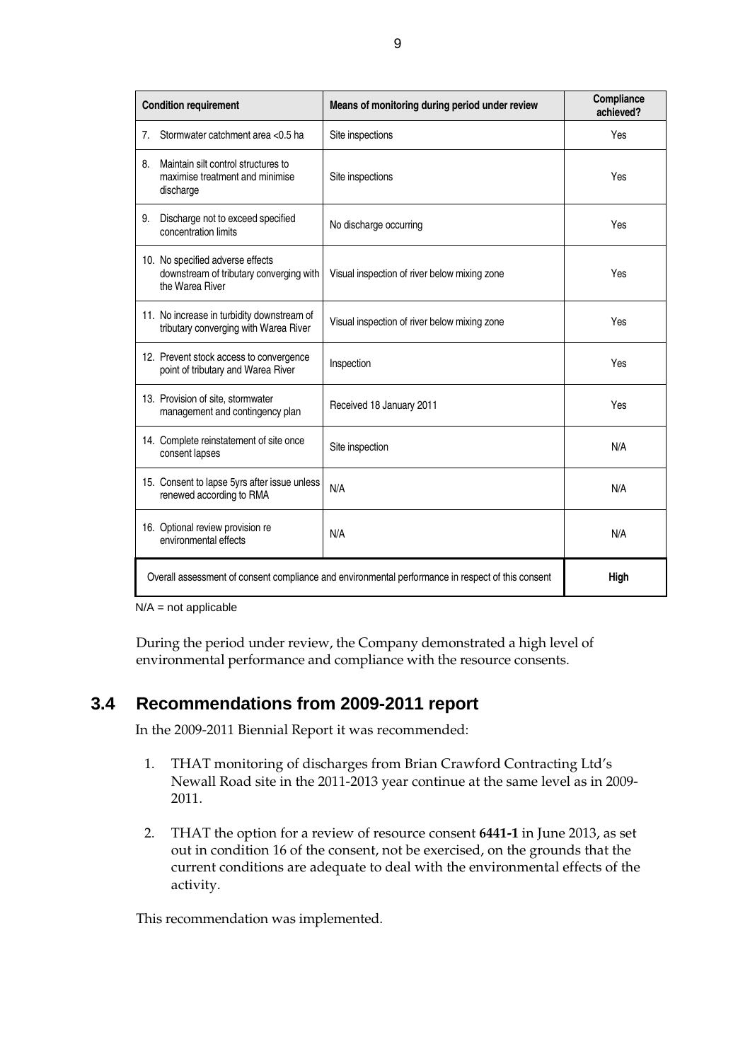| Condition requirement | Means of monitoring during period under review | Compliance achieved? |
|---|---|---|
| 7. Stormwater catchment area <0.5 ha | Site inspections | Yes |
| 8. Maintain silt control structures to maximise treatment and minimise discharge | Site inspections | Yes |
| 9. Discharge not to exceed specified concentration limits | No discharge occurring | Yes |
| 10. No specified adverse effects downstream of tributary converging with the Warea River | Visual inspection of river below mixing zone | Yes |
| 11. No increase in turbidity downstream of tributary converging with Warea River | Visual inspection of river below mixing zone | Yes |
| 12. Prevent stock access to convergence point of tributary and Warea River | Inspection | Yes |
| 13. Provision of site, stormwater management and contingency plan | Received 18 January 2011 | Yes |
| 14. Complete reinstatement of site once consent lapses | Site inspection | N/A |
| 15. Consent to lapse 5yrs after issue unless renewed according to RMA | N/A | N/A |
| 16. Optional review provision re environmental effects | N/A | N/A |
| Overall assessment of consent compliance and environmental performance in respect of this consent | | **High** |

N/A = not applicable

During the period under review, the Company demonstrated a high level of environmental performance and compliance with the resource consents.

## 3.4 Recommendations from 2009-2011 report

In the 2009-2011 Biennial Report it was recommended:

1. THAT monitoring of discharges from Brian Crawford Contracting Ltd's Newall Road site in the 2011-2013 year continue at the same level as in 2009-2011.

2. THAT the option for a review of resource consent **6441-1** in June 2013, as set out in condition 16 of the consent, not be exercised, on the grounds that the current conditions are adequate to deal with the environmental effects of the activity.

This recommendation was implemented.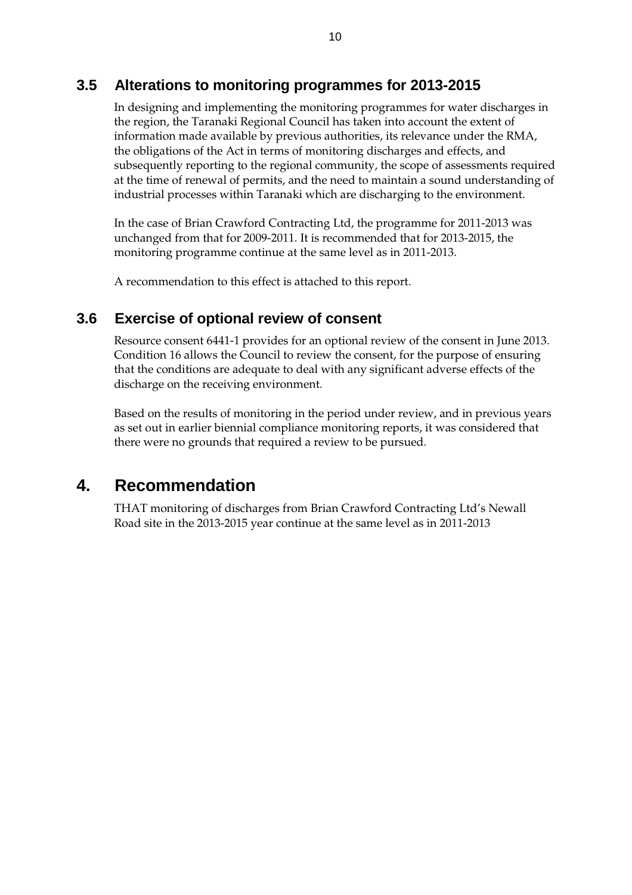## 3.5 Alterations to monitoring programmes for 2013-2015

In designing and implementing the monitoring programmes for water discharges in the region, the Taranaki Regional Council has taken into account the extent of information made available by previous authorities, its relevance under the RMA, the obligations of the Act in terms of monitoring discharges and effects, and subsequently reporting to the regional community, the scope of assessments required at the time of renewal of permits, and the need to maintain a sound understanding of industrial processes within Taranaki which are discharging to the environment.

In the case of Brian Crawford Contracting Ltd, the programme for 2011-2013 was unchanged from that for 2009-2011. It is recommended that for 2013-2015, the monitoring programme continue at the same level as in 2011-2013.

A recommendation to this effect is attached to this report.

## 3.6 Exercise of optional review of consent

Resource consent 6441-1 provides for an optional review of the consent in June 2013. Condition 16 allows the Council to review the consent, for the purpose of ensuring that the conditions are adequate to deal with any significant adverse effects of the discharge on the receiving environment.

Based on the results of monitoring in the period under review, and in previous years as set out in earlier biennial compliance monitoring reports, it was considered that there were no grounds that required a review to be pursued.

# 4. Recommendation

THAT monitoring of discharges from Brian Crawford Contracting Ltd's Newall Road site in the 2013-2015 year continue at the same level as in 2011-2013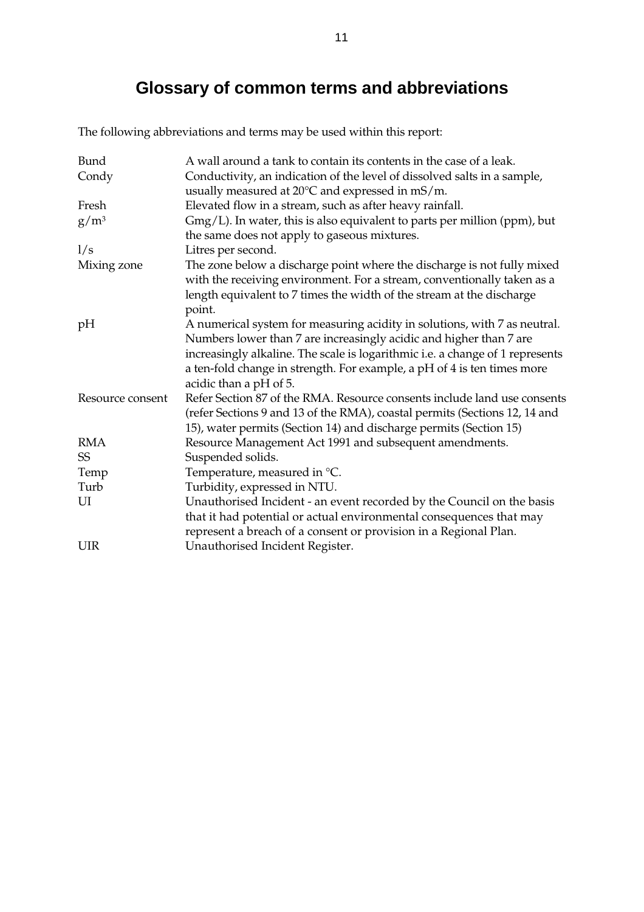# Glossary of common terms and abbreviations

The following abbreviations and terms may be used within this report:

| | |
|---|---|
| Bund | A wall around a tank to contain its contents in the case of a leak. |
| Condy | Conductivity, an indication of the level of dissolved salts in a sample, usually measured at 20°C and expressed in mS/m. |
| Fresh | Elevated flow in a stream, such as after heavy rainfall. |
| $g/m^3$ | Gmg/L). In water, this is also equivalent to parts per million (ppm), but the same does not apply to gaseous mixtures. |
| l/s | Litres per second. |
| Mixing zone | The zone below a discharge point where the discharge is not fully mixed with the receiving environment. For a stream, conventionally taken as a length equivalent to 7 times the width of the stream at the discharge point. |
| pH | A numerical system for measuring acidity in solutions, with 7 as neutral. Numbers lower than 7 are increasingly acidic and higher than 7 are increasingly alkaline. The scale is logarithmic i.e. a change of 1 represents a ten-fold change in strength. For example, a pH of 4 is ten times more acidic than a pH of 5. |
| Resource consent | Refer Section 87 of the RMA. Resource consents include land use consents (refer Sections 9 and 13 of the RMA), coastal permits (Sections 12, 14 and 15), water permits (Section 14) and discharge permits (Section 15) |
| RMA | Resource Management Act 1991 and subsequent amendments. |
| SS | Suspended solids. |
| Temp | Temperature, measured in °C. |
| Turb | Turbidity, expressed in NTU. |
| UI | Unauthorised Incident - an event recorded by the Council on the basis that it had potential or actual environmental consequences that may represent a breach of a consent or provision in a Regional Plan. |
| UIR | Unauthorised Incident Register. |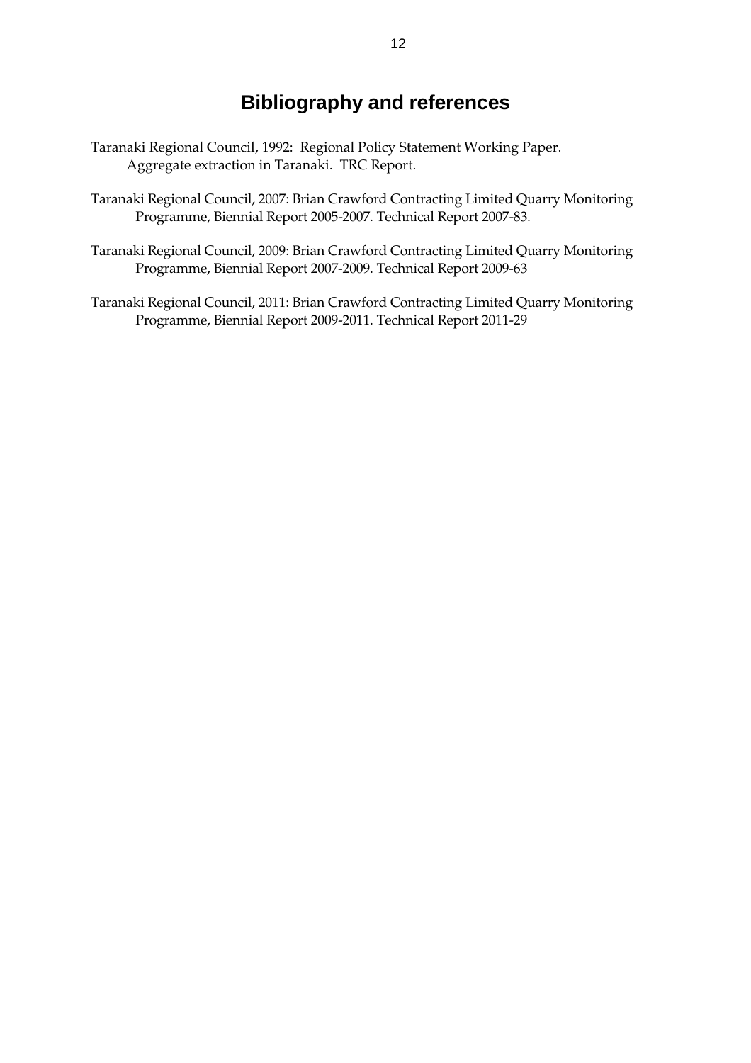# Bibliography and references

Taranaki Regional Council, 1992: Regional Policy Statement Working Paper. Aggregate extraction in Taranaki. TRC Report.

Taranaki Regional Council, 2007: Brian Crawford Contracting Limited Quarry Monitoring Programme, Biennial Report 2005-2007. Technical Report 2007-83.

Taranaki Regional Council, 2009: Brian Crawford Contracting Limited Quarry Monitoring Programme, Biennial Report 2007-2009. Technical Report 2009-63

Taranaki Regional Council, 2011: Brian Crawford Contracting Limited Quarry Monitoring Programme, Biennial Report 2009-2011. Technical Report 2011-29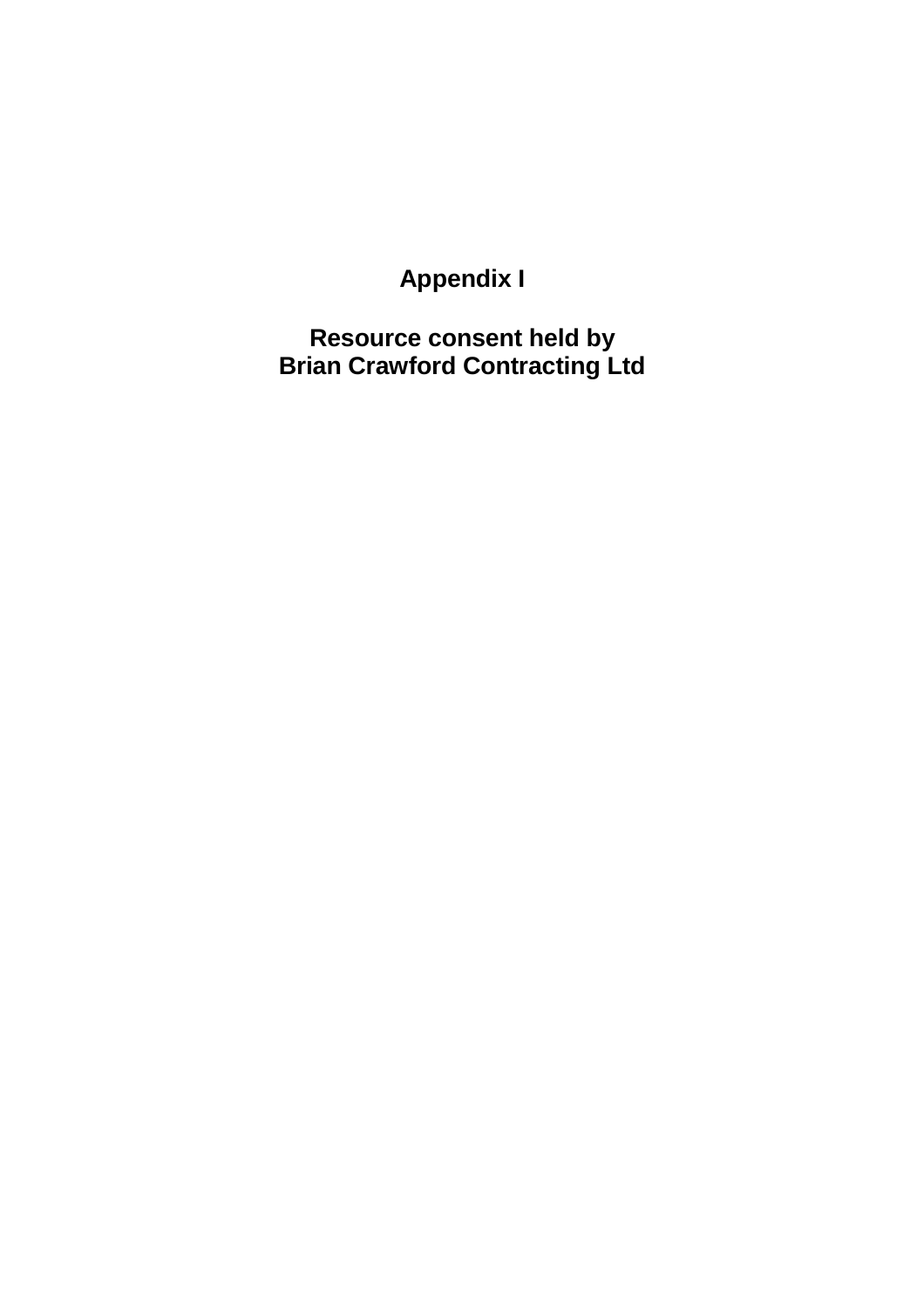# Appendix I

## Resource consent held by Brian Crawford Contracting Ltd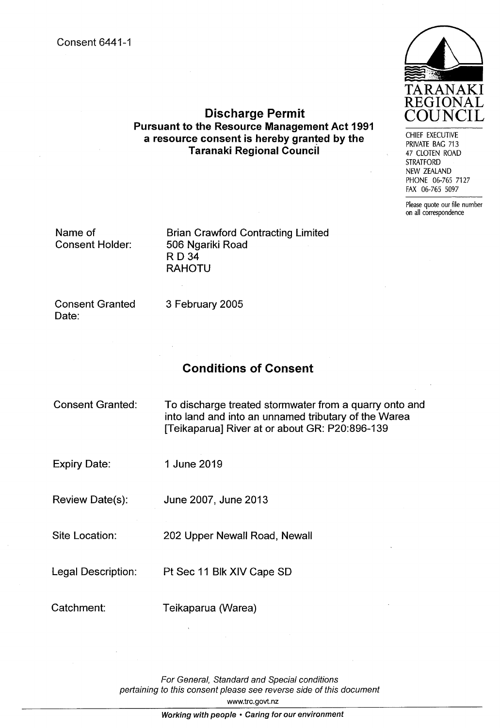Consent 6441-1

TARANAKI REGIONAL COUNCIL

CHIEF EXECUTIVE
PRIVATE BAG 713
47 CLOTEN ROAD
STRATFORD
NEW ZEALAND
PHONE 06-765 7127
FAX 06-765 5097

Please quote our file number on all correspondence

# Discharge Permit

**Pursuant to the Resource Management Act 1991 a resource consent is hereby granted by the Taranaki Regional Council**

| | |
|---|---|
| Name of Consent Holder: | Brian Crawford Contracting Limited<br>506 Ngariki Road<br>R D 34<br>RAHOTU |
| Consent Granted Date: | 3 February 2005 |

## Conditions of Consent

| | |
|---|---|
| Consent Granted: | To discharge treated stormwater from a quarry onto and into land and into an unnamed tributary of the Warea [Teikaparua] River at or about GR: P20:896-139 |
| Expiry Date: | 1 June 2019 |
| Review Date(s): | June 2007, June 2013 |
| Site Location: | 202 Upper Newall Road, Newall |
| Legal Description: | Pt Sec 11 Blk XIV Cape SD |
| Catchment: | Teikaparua (Warea) |

*For General, Standard and Special conditions pertaining to this consent please see reverse side of this document*

www.trc.govt.nz

***Working with people • Caring for our environment***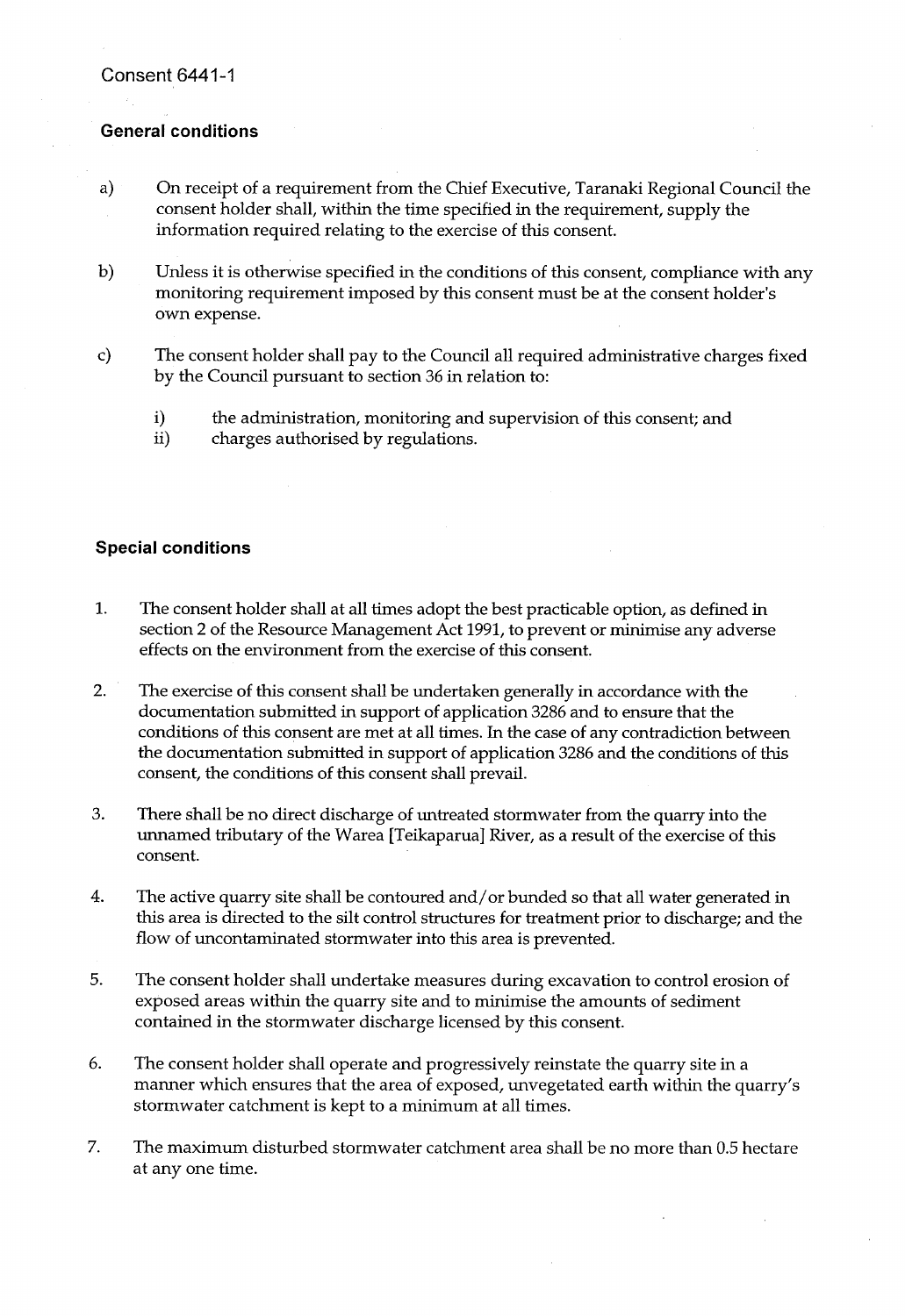Consent 6441-1

### General conditions

a) On receipt of a requirement from the Chief Executive, Taranaki Regional Council the consent holder shall, within the time specified in the requirement, supply the information required relating to the exercise of this consent.

b) Unless it is otherwise specified in the conditions of this consent, compliance with any monitoring requirement imposed by this consent must be at the consent holder's own expense.

c) The consent holder shall pay to the Council all required administrative charges fixed by the Council pursuant to section 36 in relation to:

   i) the administration, monitoring and supervision of this consent; and
   ii) charges authorised by regulations.

### Special conditions

1. The consent holder shall at all times adopt the best practicable option, as defined in section 2 of the Resource Management Act 1991, to prevent or minimise any adverse effects on the environment from the exercise of this consent.

2. The exercise of this consent shall be undertaken generally in accordance with the documentation submitted in support of application 3286 and to ensure that the conditions of this consent are met at all times. In the case of any contradiction between the documentation submitted in support of application 3286 and the conditions of this consent, the conditions of this consent shall prevail.

3. There shall be no direct discharge of untreated stormwater from the quarry into the unnamed tributary of the Warea [Teikaparua] River, as a result of the exercise of this consent.

4. The active quarry site shall be contoured and/or bunded so that all water generated in this area is directed to the silt control structures for treatment prior to discharge; and the flow of uncontaminated stormwater into this area is prevented.

5. The consent holder shall undertake measures during excavation to control erosion of exposed areas within the quarry site and to minimise the amounts of sediment contained in the stormwater discharge licensed by this consent.

6. The consent holder shall operate and progressively reinstate the quarry site in a manner which ensures that the area of exposed, unvegetated earth within the quarry's stormwater catchment is kept to a minimum at all times.

7. The maximum disturbed stormwater catchment area shall be no more than 0.5 hectare at any one time.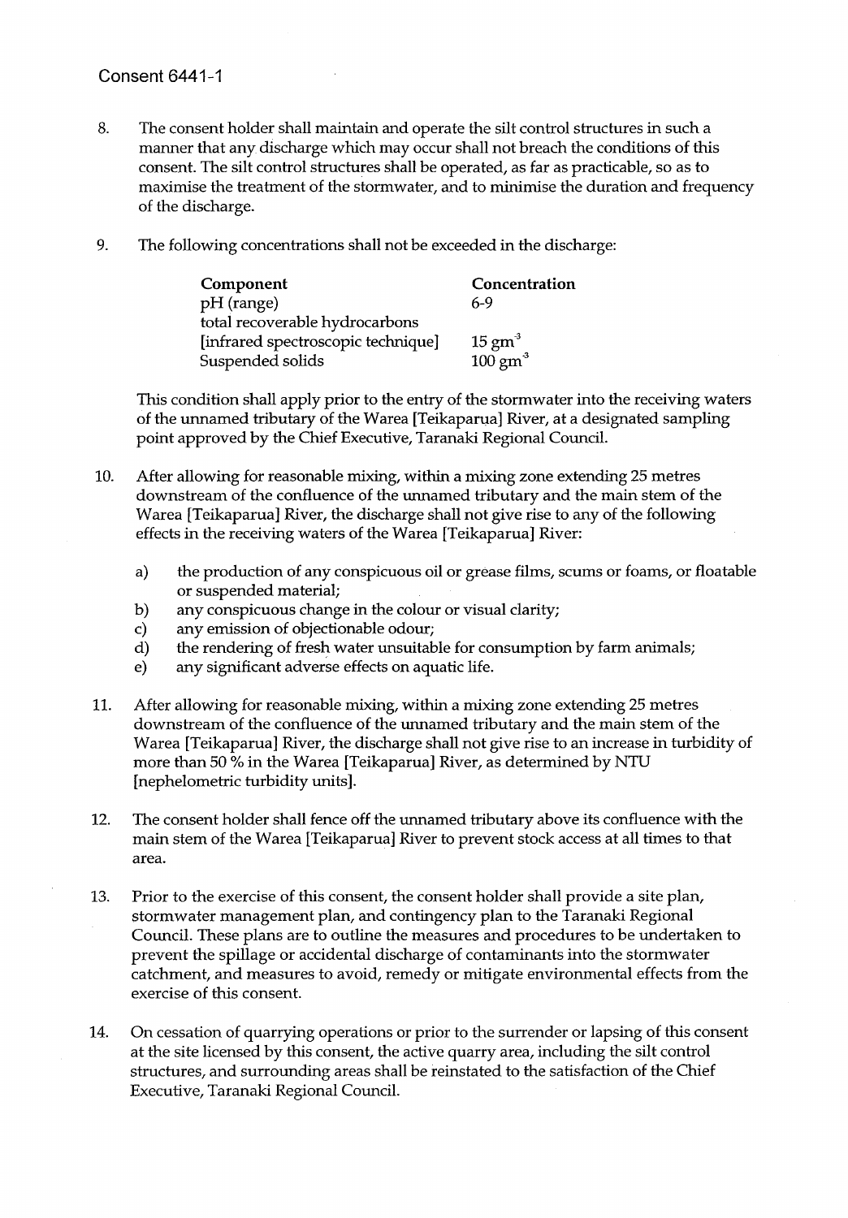Consent 6441-1

8. The consent holder shall maintain and operate the silt control structures in such a manner that any discharge which may occur shall not breach the conditions of this consent. The silt control structures shall be operated, as far as practicable, so as to maximise the treatment of the stormwater, and to minimise the duration and frequency of the discharge.

9. The following concentrations shall not be exceeded in the discharge:

| Component | Concentration |
|---|---|
| pH (range) | 6-9 |
| total recoverable hydrocarbons [infrared spectroscopic technique] | 15 $gm^{-3}$ |
| Suspended solids | 100 $gm^{-3}$ |

This condition shall apply prior to the entry of the stormwater into the receiving waters of the unnamed tributary of the Warea [Teikaparua] River, at a designated sampling point approved by the Chief Executive, Taranaki Regional Council.

10. After allowing for reasonable mixing, within a mixing zone extending 25 metres downstream of the confluence of the unnamed tributary and the main stem of the Warea [Teikaparua] River, the discharge shall not give rise to any of the following effects in the receiving waters of the Warea [Teikaparua] River:

    a) the production of any conspicuous oil or grease films, scums or foams, or floatable or suspended material;
    b) any conspicuous change in the colour or visual clarity;
    c) any emission of objectionable odour;
    d) the rendering of fresh water unsuitable for consumption by farm animals;
    e) any significant adverse effects on aquatic life.

11. After allowing for reasonable mixing, within a mixing zone extending 25 metres downstream of the confluence of the unnamed tributary and the main stem of the Warea [Teikaparua] River, the discharge shall not give rise to an increase in turbidity of more than 50 % in the Warea [Teikaparua] River, as determined by NTU [nephelometric turbidity units].

12. The consent holder shall fence off the unnamed tributary above its confluence with the main stem of the Warea [Teikaparua] River to prevent stock access at all times to that area.

13. Prior to the exercise of this consent, the consent holder shall provide a site plan, stormwater management plan, and contingency plan to the Taranaki Regional Council. These plans are to outline the measures and procedures to be undertaken to prevent the spillage or accidental discharge of contaminants into the stormwater catchment, and measures to avoid, remedy or mitigate environmental effects from the exercise of this consent.

14. On cessation of quarrying operations or prior to the surrender or lapsing of this consent at the site licensed by this consent, the active quarry area, including the silt control structures, and surrounding areas shall be reinstated to the satisfaction of the Chief Executive, Taranaki Regional Council.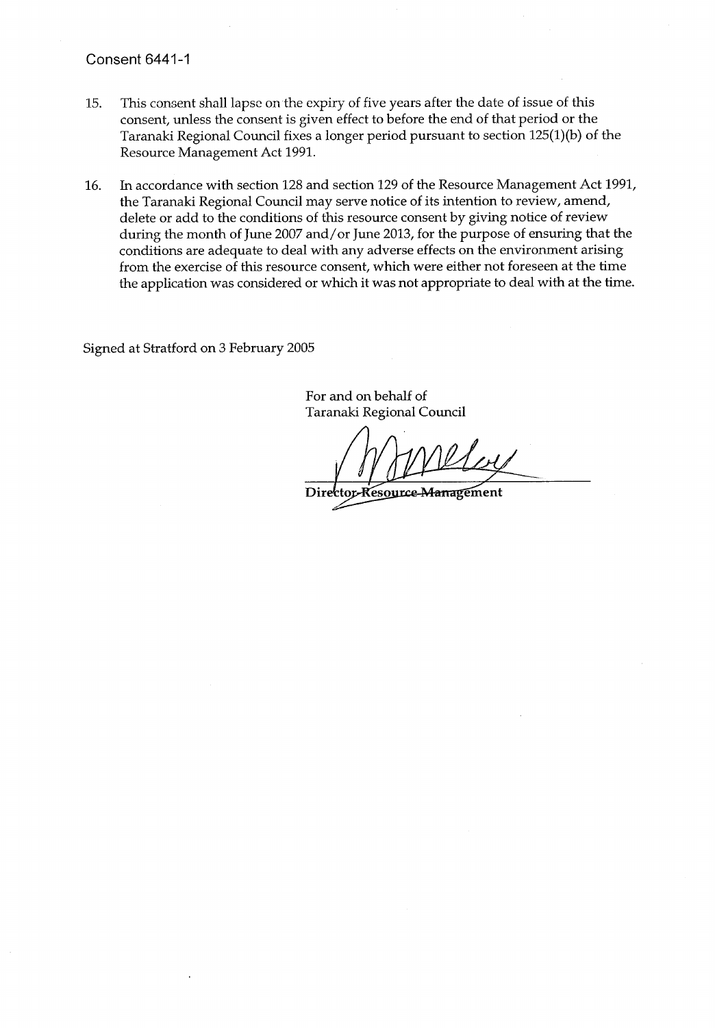Consent 6441-1

15. This consent shall lapse on the expiry of five years after the date of issue of this consent, unless the consent is given effect to before the end of that period or the Taranaki Regional Council fixes a longer period pursuant to section 125(1)(b) of the Resource Management Act 1991.

16. In accordance with section 128 and section 129 of the Resource Management Act 1991, the Taranaki Regional Council may serve notice of its intention to review, amend, delete or add to the conditions of this resource consent by giving notice of review during the month of June 2007 and/or June 2013, for the purpose of ensuring that the conditions are adequate to deal with any adverse effects on the environment arising from the exercise of this resource consent, which were either not foreseen at the time the application was considered or which it was not appropriate to deal with at the time.

Signed at Stratford on 3 February 2005

For and on behalf of
Taranaki Regional Council

Director-Resource Management